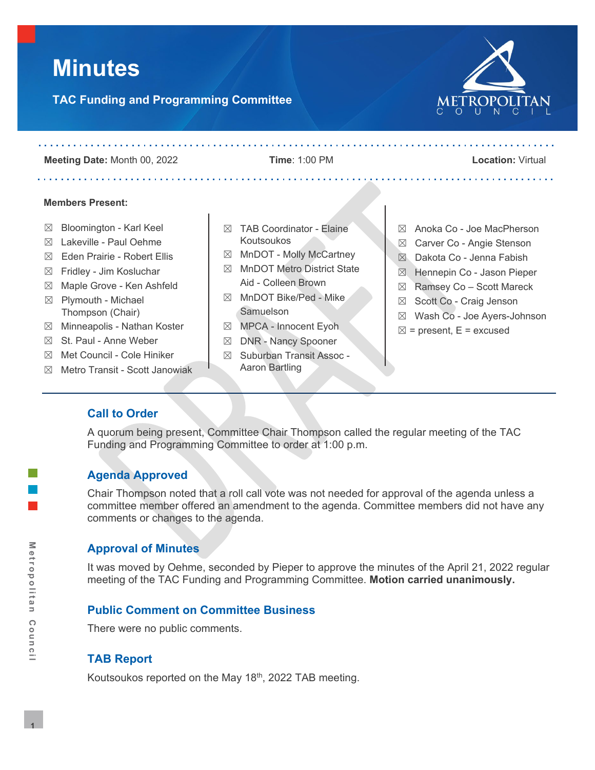# Minutes

## TAC Funding and Programming Committee

**Meeting Date:** Month 00, 2022 **Time**: 1:00 PM **Location:** Virtual

**Members Present:**

- ☒ Bloomington - Karl Keel
- ☒ Lakeville - Paul Oehme
- ☒ Eden Prairie - Robert Ellis
- ☒ Fridley - Jim Kosluchar
- ☒ Maple Grove - Ken Ashfeld
- ☒ Plymouth - Michael Thompson (Chair)
- ☒ Minneapolis - Nathan Koster
- ☒ St. Paul - Anne Weber
- ☒ Met Council - Cole Hiniker
- ☒ Metro Transit - Scott Janowiak
- ☒ TAB Coordinator - Elaine Koutsoukos
- ☒ MnDOT - Molly McCartney
- ☒ MnDOT Metro District State Aid - Colleen Brown
- ☒ MnDOT Bike/Ped - Mike Samuelson
- ☒ MPCA - Innocent Eyoh
- ☒ DNR - Nancy Spooner
- ☒ Suburban Transit Assoc - Aaron Bartling
- ☒ Anoka Co - Joe MacPherson
- ☒ Carver Co - Angie Stenson
- ☒ Dakota Co - Jenna Fabish
- ☒ Hennepin Co - Jason Pieper
- ☒ Ramsey Co – Scott Mareck
- ☒ Scott Co - Craig Jenson
- ☒ Wash Co - Joe Ayers-Johnson

☒ = present, E = excused

## Call to Order

A quorum being present, Committee Chair Thompson called the regular meeting of the TAC Funding and Programming Committee to order at 1:00 p.m.

## Agenda Approved

Chair Thompson noted that a roll call vote was not needed for approval of the agenda unless a committee member offered an amendment to the agenda. Committee members did not have any comments or changes to the agenda.

## Approval of Minutes

It was moved by Oehme, seconded by Pieper to approve the minutes of the April 21, 2022 regular meeting of the TAC Funding and Programming Committee. **Motion carried unanimously.**

## Public Comment on Committee Business

There were no public comments.

## TAB Report

Koutsoukos reported on the May 18th, 2022 TAB meeting.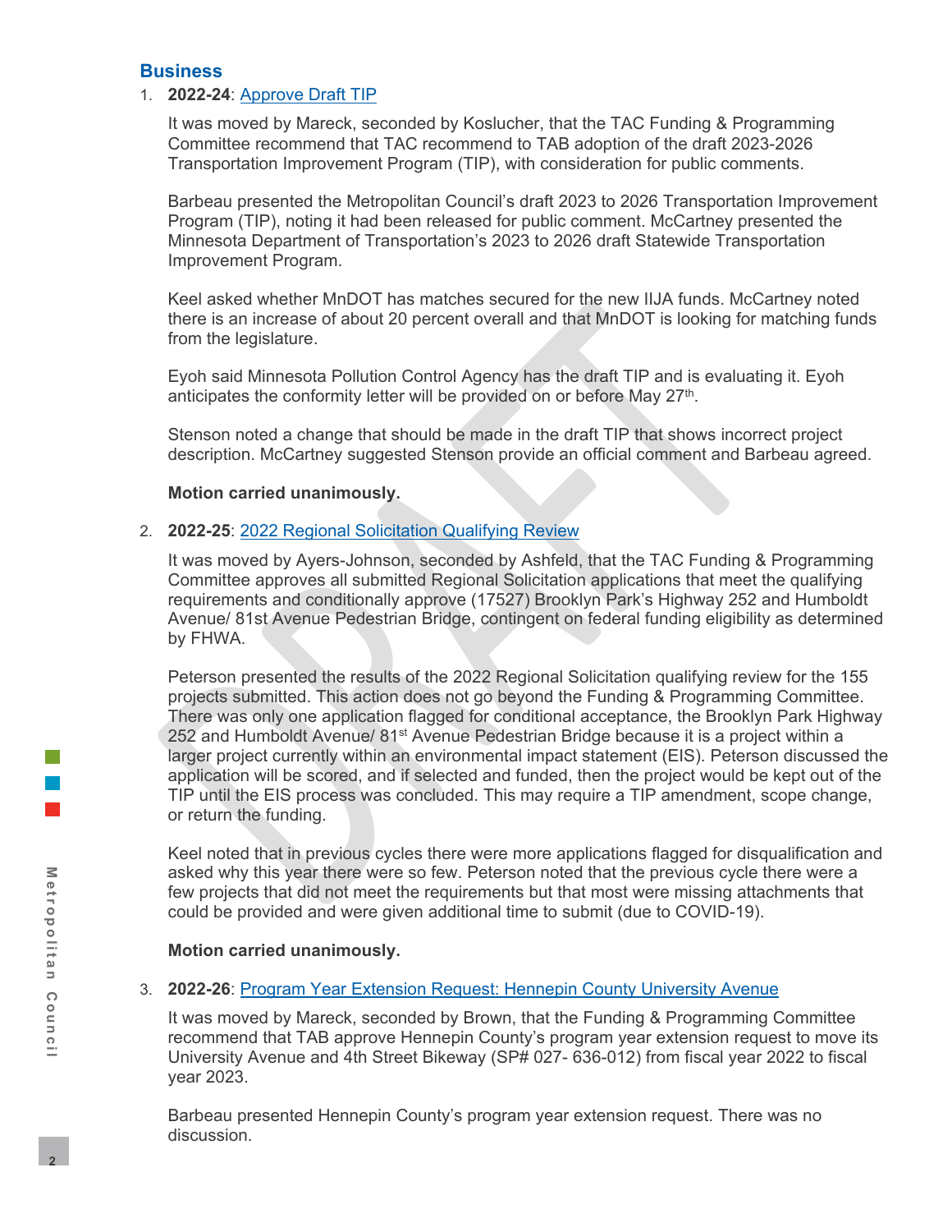## Business

1. **2022-24**: Approve Draft TIP

   It was moved by Mareck, seconded by Koslucher, that the TAC Funding & Programming Committee recommend that TAC recommend to TAB adoption of the draft 2023-2026 Transportation Improvement Program (TIP), with consideration for public comments.

   Barbeau presented the Metropolitan Council's draft 2023 to 2026 Transportation Improvement Program (TIP), noting it had been released for public comment. McCartney presented the Minnesota Department of Transportation's 2023 to 2026 draft Statewide Transportation Improvement Program.

   Keel asked whether MnDOT has matches secured for the new IIJA funds. McCartney noted there is an increase of about 20 percent overall and that MnDOT is looking for matching funds from the legislature.

   Eyoh said Minnesota Pollution Control Agency has the draft TIP and is evaluating it. Eyoh anticipates the conformity letter will be provided on or before May 27th.

   Stenson noted a change that should be made in the draft TIP that shows incorrect project description. McCartney suggested Stenson provide an official comment and Barbeau agreed.

   **Motion carried unanimously.**

2. **2022-25**: 2022 Regional Solicitation Qualifying Review

   It was moved by Ayers-Johnson, seconded by Ashfeld, that the TAC Funding & Programming Committee approves all submitted Regional Solicitation applications that meet the qualifying requirements and conditionally approve (17527) Brooklyn Park's Highway 252 and Humboldt Avenue/ 81st Avenue Pedestrian Bridge, contingent on federal funding eligibility as determined by FHWA.

   Peterson presented the results of the 2022 Regional Solicitation qualifying review for the 155 projects submitted. This action does not go beyond the Funding & Programming Committee. There was only one application flagged for conditional acceptance, the Brooklyn Park Highway 252 and Humboldt Avenue/ 81st Avenue Pedestrian Bridge because it is a project within a larger project currently within an environmental impact statement (EIS). Peterson discussed the application will be scored, and if selected and funded, then the project would be kept out of the TIP until the EIS process was concluded. This may require a TIP amendment, scope change, or return the funding.

   Keel noted that in previous cycles there were more applications flagged for disqualification and asked why this year there were so few. Peterson noted that the previous cycle there were a few projects that did not meet the requirements but that most were missing attachments that could be provided and were given additional time to submit (due to COVID-19).

   **Motion carried unanimously.**

3. **2022-26**: Program Year Extension Request: Hennepin County University Avenue

   It was moved by Mareck, seconded by Brown, that the Funding & Programming Committee recommend that TAB approve Hennepin County's program year extension request to move its University Avenue and 4th Street Bikeway (SP# 027- 636-012) from fiscal year 2022 to fiscal year 2023.

   Barbeau presented Hennepin County's program year extension request. There was no discussion.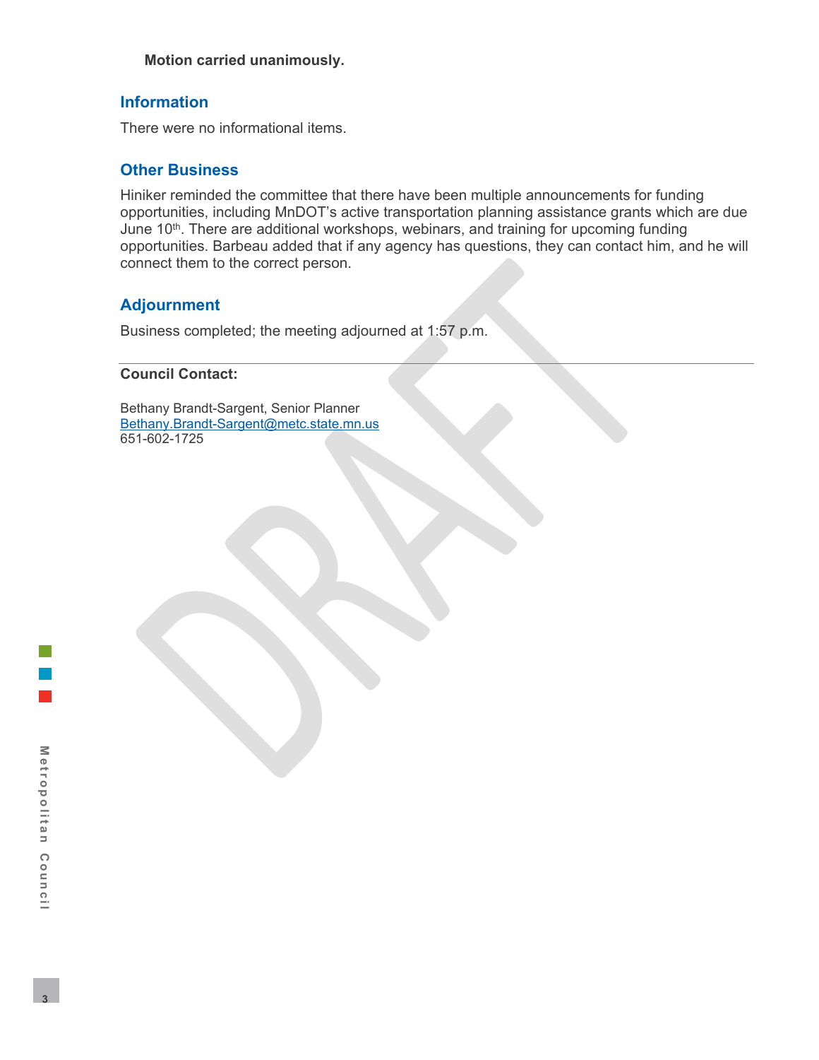**Motion carried unanimously.**

## Information

There were no informational items.

## Other Business

Hiniker reminded the committee that there have been multiple announcements for funding opportunities, including MnDOT's active transportation planning assistance grants which are due June 10th. There are additional workshops, webinars, and training for upcoming funding opportunities. Barbeau added that if any agency has questions, they can contact him, and he will connect them to the correct person.

## Adjournment

Business completed; the meeting adjourned at 1:57 p.m.

---

**Council Contact:**

Bethany Brandt-Sargent, Senior Planner
Bethany.Brandt-Sargent@metc.state.mn.us
651-602-1725